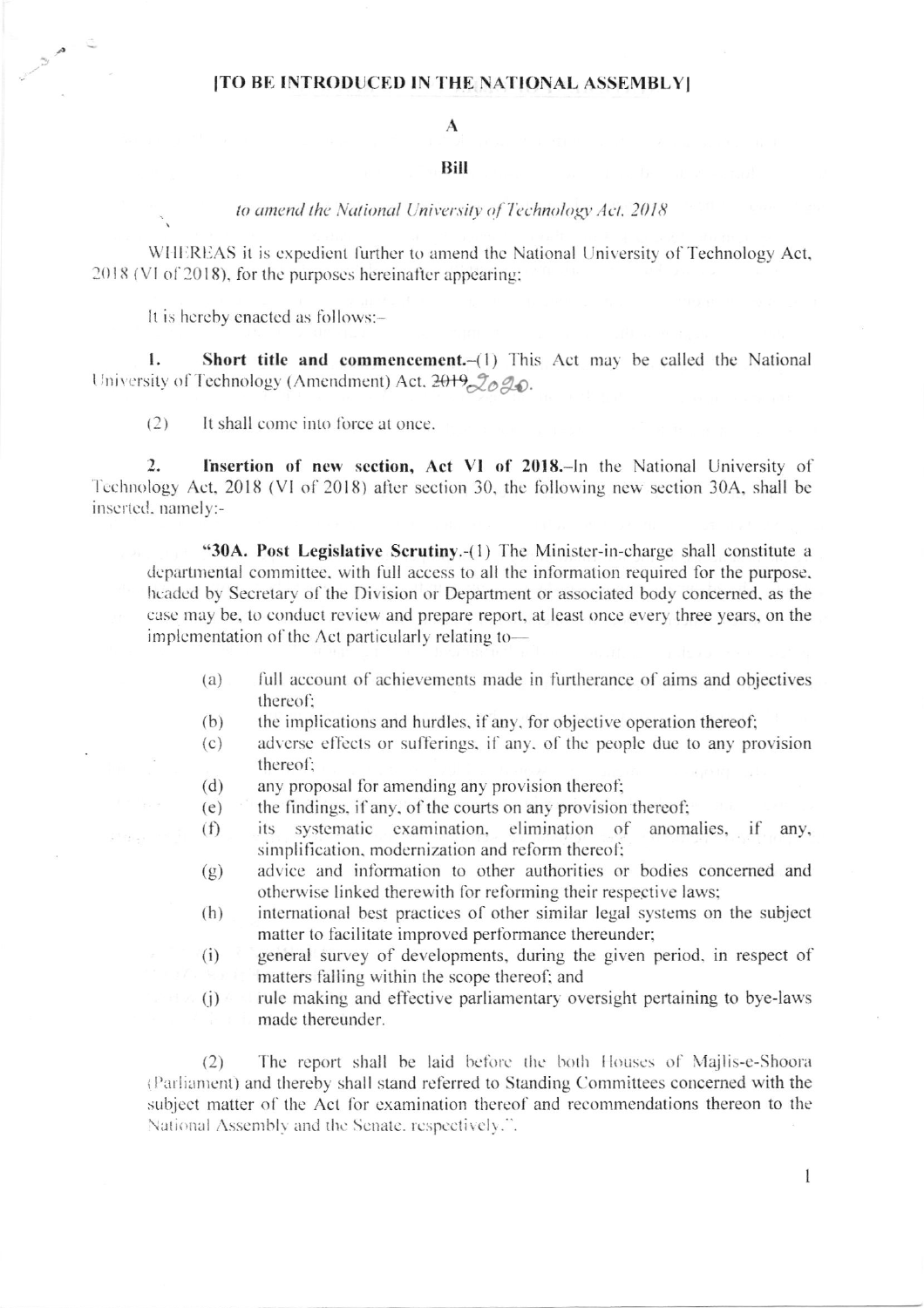**[TO BE INTRODUCED IN THE NATIONAL ASSEMBLY]**

**A**

**Bill**

*to amend the National University of Technology Act, 2018*

WHEREAS it is expedient further to amend the National University of Technology Act, 2018 (VI of 2018), for the purposes hereinafter appearing;

It is hereby enacted as follows:-

**1. Short title and commencement.**–(1) This Act may be called the National University of Technology (Amendment) Act, ~~2019~~ 2020.

(2) It shall come into force at once.

**2. Insertion of new section, Act VI of 2018.**–In the National University of Technology Act, 2018 (VI of 2018) after section 30, the following new section 30A, shall be inserted, namely:-

"**30A. Post Legislative Scrutiny.**-(1) The Minister-in-charge shall constitute a departmental committee, with full access to all the information required for the purpose, headed by Secretary of the Division or Department or associated body concerned, as the case may be, to conduct review and prepare report, at least once every three years, on the implementation of the Act particularly relating to—

(a) full account of achievements made in furtherance of aims and objectives thereof;

(b) the implications and hurdles, if any, for objective operation thereof;

(c) adverse effects or sufferings, if any, of the people due to any provision thereof;

(d) any proposal for amending any provision thereof;

(e) the findings, if any, of the courts on any provision thereof;

(f) its systematic examination, elimination of anomalies, if any, simplification, modernization and reform thereof;

(g) advice and information to other authorities or bodies concerned and otherwise linked therewith for reforming their respective laws;

(h) international best practices of other similar legal systems on the subject matter to facilitate improved performance thereunder;

(i) general survey of developments, during the given period, in respect of matters falling within the scope thereof; and

(j) rule making and effective parliamentary oversight pertaining to bye-laws made thereunder.

(2) The report shall be laid before the both Houses of Majlis-e-Shoora (Parliament) and thereby shall stand referred to Standing Committees concerned with the subject matter of the Act for examination thereof and recommendations thereon to the National Assembly and the Senate, respectively.".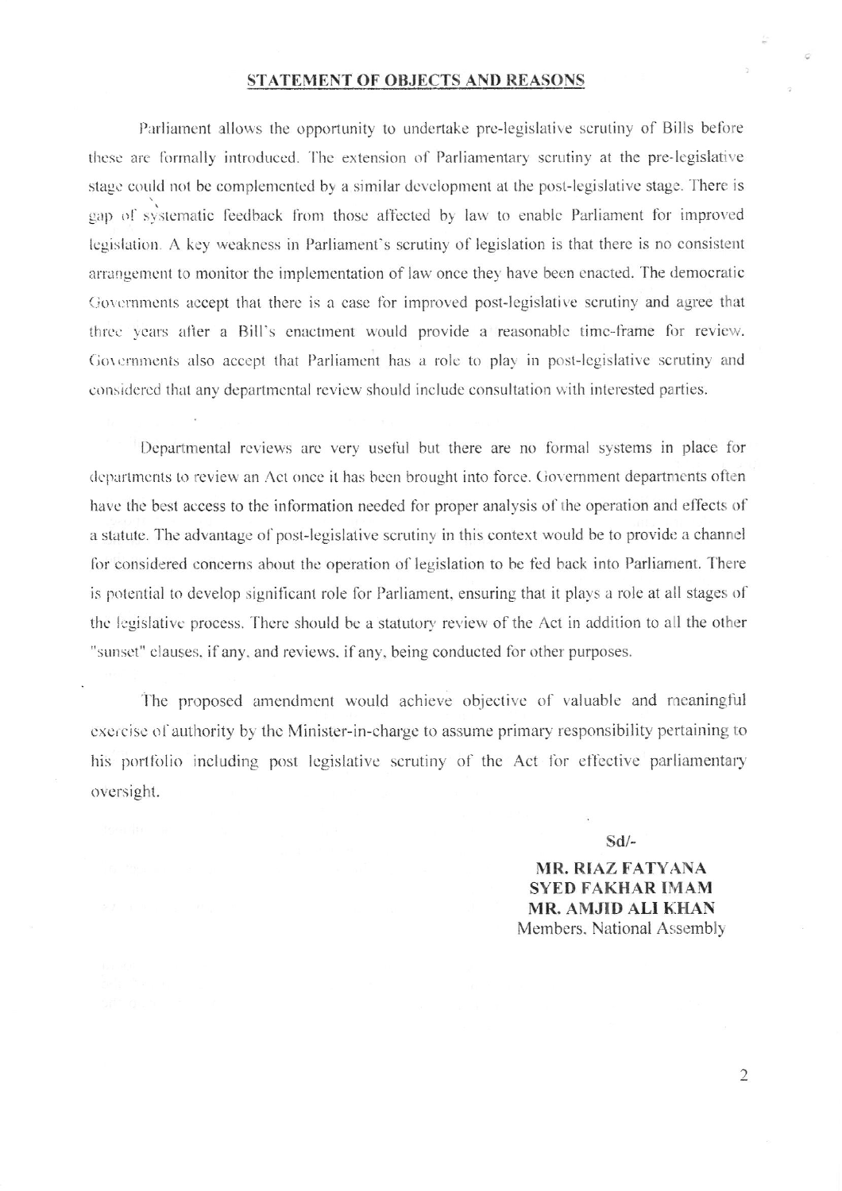## STATEMENT OF OBJECTS AND REASONS

Parliament allows the opportunity to undertake pre-legislative scrutiny of Bills before these are formally introduced. The extension of Parliamentary scrutiny at the pre-legislative stage could not be complemented by a similar development at the post-legislative stage. There is gap of systematic feedback from those affected by law to enable Parliament for improved legislation. A key weakness in Parliament's scrutiny of legislation is that there is no consistent arrangement to monitor the implementation of law once they have been enacted. The democratic Governments accept that there is a case for improved post-legislative scrutiny and agree that three years after a Bill's enactment would provide a reasonable time-frame for review. Governments also accept that Parliament has a role to play in post-legislative scrutiny and considered that any departmental review should include consultation with interested parties.

Departmental reviews are very useful but there are no formal systems in place for departments to review an Act once it has been brought into force. Government departments often have the best access to the information needed for proper analysis of the operation and effects of a statute. The advantage of post-legislative scrutiny in this context would be to provide a channel for considered concerns about the operation of legislation to be fed back into Parliament. There is potential to develop significant role for Parliament, ensuring that it plays a role at all stages of the legislative process. There should be a statutory review of the Act in addition to all the other "sunset" clauses, if any, and reviews, if any, being conducted for other purposes.

The proposed amendment would achieve objective of valuable and meaningful exercise of authority by the Minister-in-charge to assume primary responsibility pertaining to his portfolio including post legislative scrutiny of the Act for effective parliamentary oversight.

Sd/-

**MR. RIAZ FATYANA**
**SYED FAKHAR IMAM**
**MR. AMJID ALI KHAN**
Members, National Assembly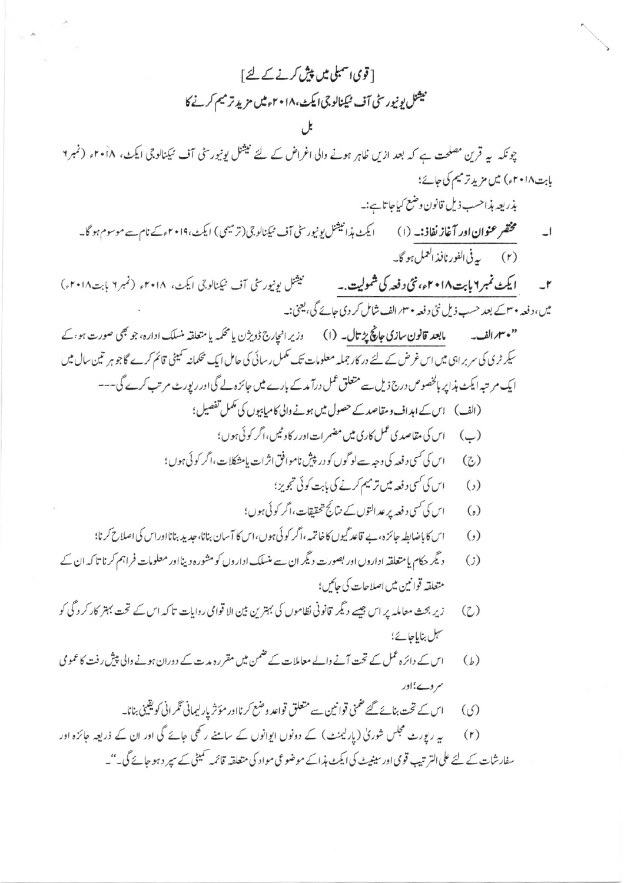[قومی اسمبلی میں پیش کرنے کے لئے]

# نیشنل یونیورسٹی آف ٹیکنالوجی ایکٹ، ۲۰۱۸ء میں مزید ترمیم کرنے کا

## بل

چونکہ یہ قرین مصلحت ہے کہ بعد ازیں ظاہر ہونے والی اغراض کے لئے نیشنل یونیورسٹی آف ٹیکنالوجی ایکٹ، ۲۰۱۸ء (نمبر ۶ بابت ۲۰۱۸ء) میں مزید ترمیم کی جائے؛

بذریعہ ہذا حسب ذیل قانون وضع کیا جاتا ہے:۔

۱۔ **مختصر عنوان اور آغاز نفاذ:۔** (۱) ایکٹ ہذا نیشنل یونیورسٹی آف ٹیکنالوجی (ترمیمی) ایکٹ، ۲۰۱۹ء کے نام سے موسوم ہوگا۔

(۲) یہ فی الفور نافذ العمل ہوگا۔

۲۔ **ایکٹ نمبر ۶ بابت ۲۰۱۸ء، نئی دفعہ کی شمولیت۔** نیشنل یونیورسٹی آف ٹیکنالوجی ایکٹ، ۲۰۱۸ء (نمبر ۶ بابت ۲۰۱۸ء) میں، دفعہ ۳۰ کے بعد حسب ذیل نئی دفعہ ۳۰ الف شامل کر دی جائے گی، یعنی:۔

"۳۰ الف۔ **مابعد قانون سازی جانچ پڑتال۔** (۱) وزیر انچارج ڈویژن یا محکمہ یا متعلقہ منسلک ادارہ، جو بھی صورت ہو، کے سیکرٹری کی سربراہی میں اس غرض کے لئے درکار جملہ معلومات تک مکمل رسائی کی حامل ایک محکمانہ کمیٹی قائم کرے گا جو ہر تین سال میں ایک مرتبہ ایکٹ ہذا پر بالخصوص درج ذیل سے متعلق عمل درآمد کے بارے میں جائزہ لے گی اور رپورٹ مرتب کرے گی۔۔۔

(الف) اس کے اہداف و مقاصد کے حصول میں ہونے والی کامیابیوں کی مکمل تفصیل؛

(ب) اس کی مقاصدی عمل کاری میں مضمرات اور رکاوٹیں، اگر کوئی ہوں؛

(ج) اس کی کسی دفعہ کی وجہ سے لوگوں کو درپیش ناموافق اثرات یا مشکلات، اگر کوئی ہوں؛

(د) اس کی کسی دفعہ میں ترمیم کرنے کی بابت کوئی تجویز؛

(ہ) اس کی کسی دفعہ پر عدالتوں کے نتائج تحقیقات، اگر کوئی ہوں؛

(و) اس کا باضابطہ جائزہ، بے قاعدگیوں کا خاتمہ، اگر کوئی ہوں، اس کا آسان بنانا، جدید بنانا اور اس کی اصلاح کرنا؛

(ز) دیگر حکام یا متعلقہ اداروں اور بصورت دیگر ان سے منسلک اداروں کو مشورہ دینا اور معلومات فراہم کرنا تاکہ ان کے متعلقہ قوانین میں اصلاحات کی جائیں؛

(ح) زیر بحث معاملہ پر اس جیسے دیگر قانونی نظاموں کی بہترین بین الاقوامی روایات تاکہ اس کے تحت بہتر کارکردگی کو سہل بنایا جائے؛

(ط) اس کے دائرہ عمل کے تحت آنے والے معاملات کے ضمن میں مقررہ مدت کے دوران ہونے والی پیش رفت کا عمومی سروے؛ اور

(ی) اس کے تحت بنائے گئے ضمنی قوانین سے متعلق قواعد وضع کرنا اور مؤثر پارلیمانی نگرانی کو یقینی بنانا۔

(۲) یہ رپورٹ مجلس شوریٰ (پارلیمنٹ) کے دونوں ایوانوں کے سامنے رکھی جائے گی اور ان کے ذریعہ جائزہ اور سفارشات کے لئے علی الترتیب قومی اور سینیٹ کی ایکٹ ہذا کے موضوعی مواد کی متعلقہ قائمہ کمیٹی کے سپرد ہو جائے گی۔"۔